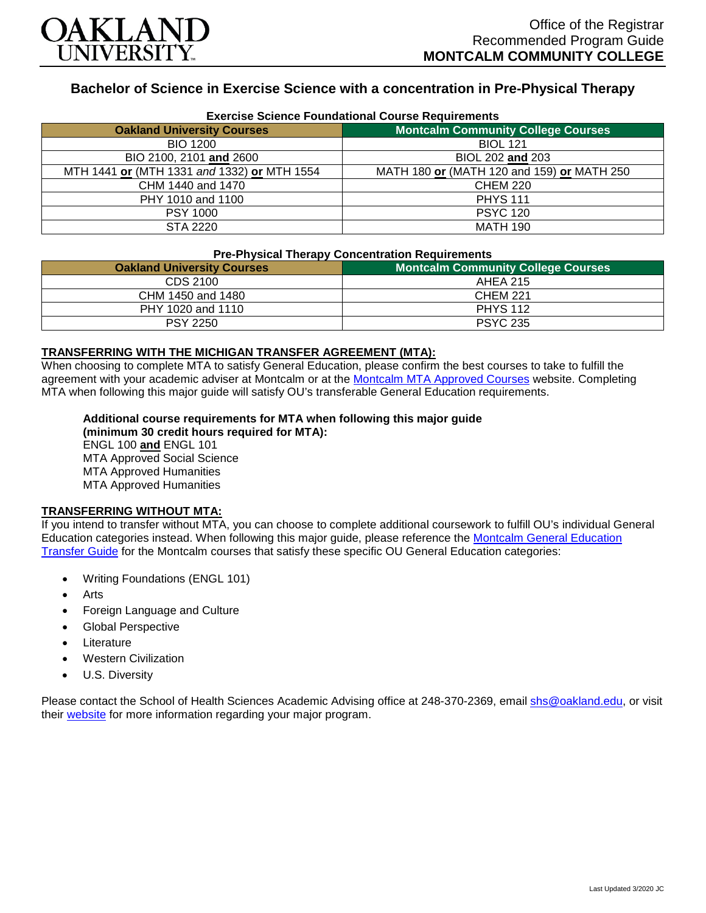OAKLAND UNIVERSITY

Office of the Registrar
Recommended Program Guide
**MONTCALM COMMUNITY COLLEGE**

# Bachelor of Science in Exercise Science with a concentration in Pre-Physical Therapy

**Exercise Science Foundational Course Requirements**

| Oakland University Courses | Montcalm Community College Courses |
|---|---|
| BIO 1200 | BIOL 121 |
| BIO 2100, 2101 **and** 2600 | BIOL 202 **and** 203 |
| MTH 1441 **or** (MTH 1331 *and* 1332) **or** MTH 1554 | MATH 180 **or** (MATH 120 and 159) **or** MATH 250 |
| CHM 1440 and 1470 | CHEM 220 |
| PHY 1010 and 1100 | PHYS 111 |
| PSY 1000 | PSYC 120 |
| STA 2220 | MATH 190 |

**Pre-Physical Therapy Concentration Requirements**

| Oakland University Courses | Montcalm Community College Courses |
|---|---|
| CDS 2100 | AHEA 215 |
| CHM 1450 and 1480 | CHEM 221 |
| PHY 1020 and 1110 | PHYS 112 |
| PSY 2250 | PSYC 235 |

**TRANSFERRING WITH THE MICHIGAN TRANSFER AGREEMENT (MTA):**

When choosing to complete MTA to satisfy General Education, please confirm the best courses to take to fulfill the agreement with your academic adviser at Montcalm or at the Montcalm MTA Approved Courses website. Completing MTA when following this major guide will satisfy OU's transferable General Education requirements.

**Additional course requirements for MTA when following this major guide (minimum 30 credit hours required for MTA):**
ENGL 100 **and** ENGL 101
MTA Approved Social Science
MTA Approved Humanities
MTA Approved Humanities

**TRANSFERRING WITHOUT MTA:**

If you intend to transfer without MTA, you can choose to complete additional coursework to fulfill OU's individual General Education categories instead. When following this major guide, please reference the Montcalm General Education Transfer Guide for the Montcalm courses that satisfy these specific OU General Education categories:

- Writing Foundations (ENGL 101)
- Arts
- Foreign Language and Culture
- Global Perspective
- Literature
- Western Civilization
- U.S. Diversity

Please contact the School of Health Sciences Academic Advising office at 248-370-2369, email shs@oakland.edu, or visit their website for more information regarding your major program.

Last Updated 3/2020 JC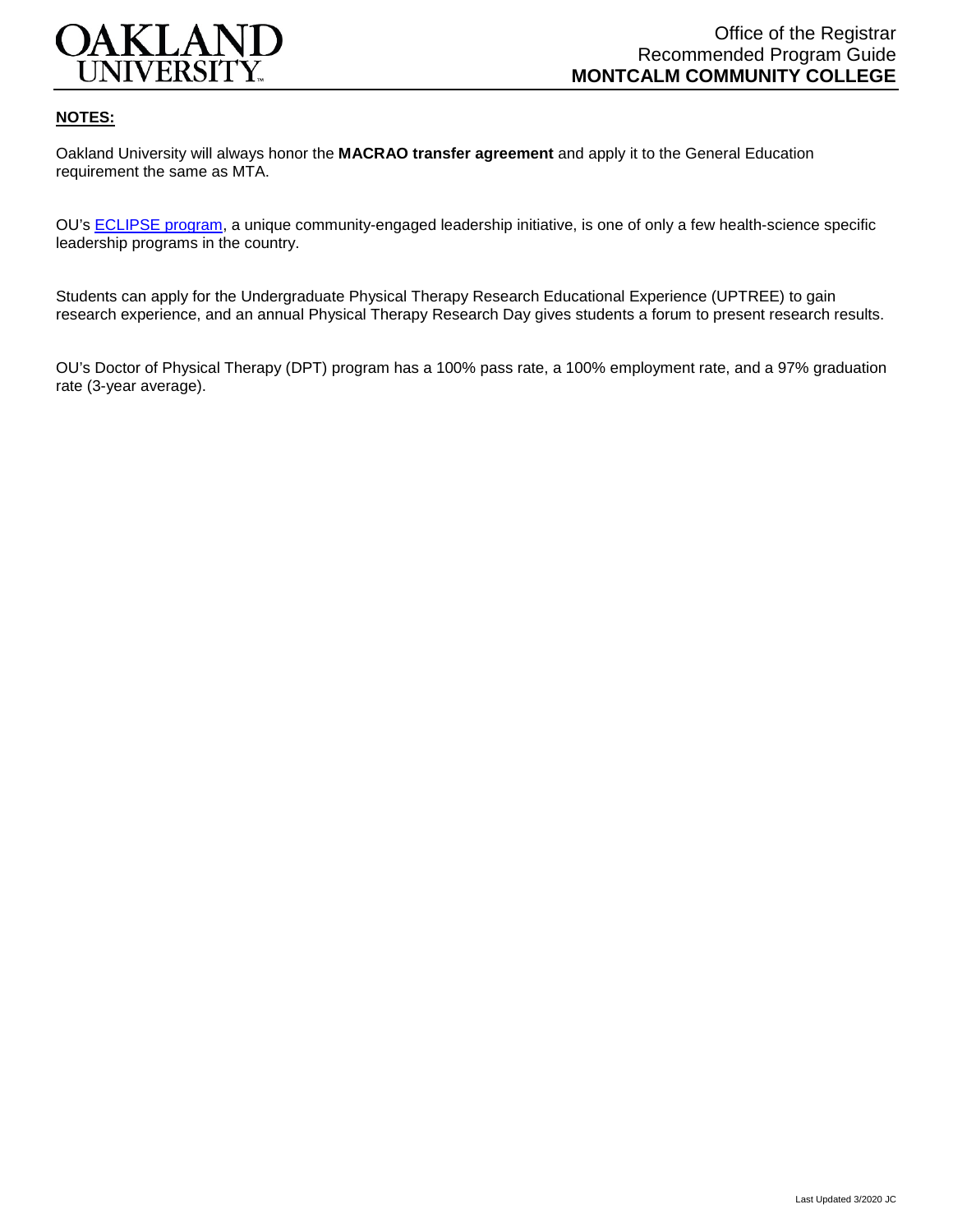**NOTES:**

Oakland University will always honor the **MACRAO transfer agreement** and apply it to the General Education requirement the same as MTA.

OU's ECLIPSE program, a unique community-engaged leadership initiative, is one of only a few health-science specific leadership programs in the country.

Students can apply for the Undergraduate Physical Therapy Research Educational Experience (UPTREE) to gain research experience, and an annual Physical Therapy Research Day gives students a forum to present research results.

OU's Doctor of Physical Therapy (DPT) program has a 100% pass rate, a 100% employment rate, and a 97% graduation rate (3-year average).

Last Updated 3/2020 JC